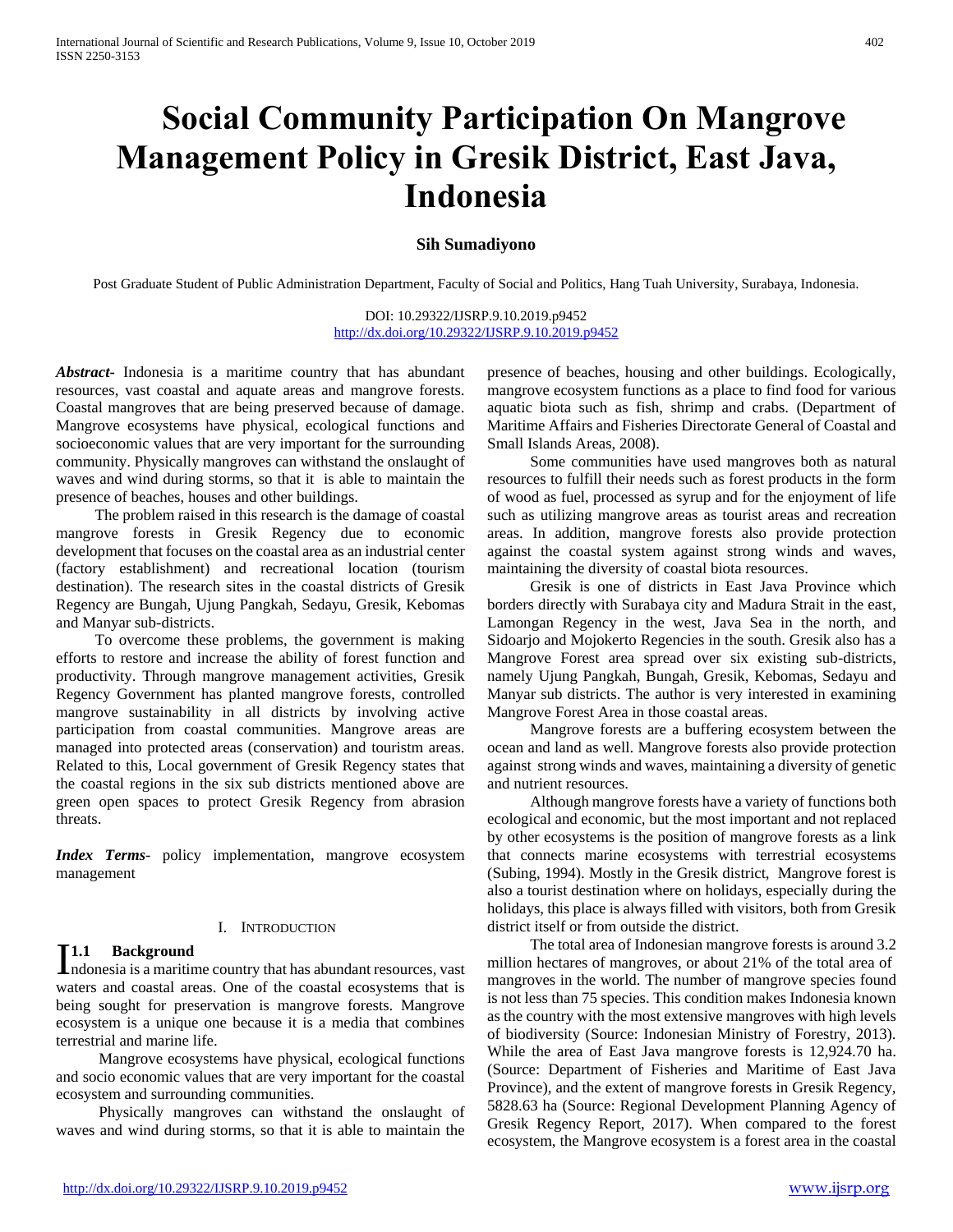# Social Community Participation On Mangrove Management Policy in Gresik District, East Java, Indonesia

**Sih Sumadiyono**

Post Graduate Student of Public Administration Department, Faculty of Social and Politics, Hang Tuah University, Surabaya, Indonesia.

DOI: 10.29322/IJSRP.9.10.2019.p9452
http://dx.doi.org/10.29322/IJSRP.9.10.2019.p9452

***Abstract-*** Indonesia is a maritime country that has abundant resources, vast coastal and aquate areas and mangrove forests. Coastal mangroves that are being preserved because of damage. Mangrove ecosystems have physical, ecological functions and socioeconomic values that are very important for the surrounding community. Physically mangroves can withstand the onslaught of waves and wind during storms, so that it is able to maintain the presence of beaches, houses and other buildings.

The problem raised in this research is the damage of coastal mangrove forests in Gresik Regency due to economic development that focuses on the coastal area as an industrial center (factory establishment) and recreational location (tourism destination). The research sites in the coastal districts of Gresik Regency are Bungah, Ujung Pangkah, Sedayu, Gresik, Kebomas and Manyar sub-districts.

To overcome these problems, the government is making efforts to restore and increase the ability of forest function and productivity. Through mangrove management activities, Gresik Regency Government has planted mangrove forests, controlled mangrove sustainability in all districts by involving active participation from coastal communities. Mangrove areas are managed into protected areas (conservation) and touristm areas. Related to this, Local government of Gresik Regency states that the coastal regions in the six sub districts mentioned above are green open spaces to protect Gresik Regency from abrasion threats.

***Index Terms-*** policy implementation, mangrove ecosystem management

## I. Introduction

### 1.1 Background

Indonesia is a maritime country that has abundant resources, vast waters and coastal areas. One of the coastal ecosystems that is being sought for preservation is mangrove forests. Mangrove ecosystem is a unique one because it is a media that combines terrestrial and marine life.

Mangrove ecosystems have physical, ecological functions and socio economic values that are very important for the coastal ecosystem and surrounding communities.

Physically mangroves can withstand the onslaught of waves and wind during storms, so that it is able to maintain the presence of beaches, housing and other buildings. Ecologically, mangrove ecosystem functions as a place to find food for various aquatic biota such as fish, shrimp and crabs. (Department of Maritime Affairs and Fisheries Directorate General of Coastal and Small Islands Areas, 2008).

Some communities have used mangroves both as natural resources to fulfill their needs such as forest products in the form of wood as fuel, processed as syrup and for the enjoyment of life such as utilizing mangrove areas as tourist areas and recreation areas. In addition, mangrove forests also provide protection against the coastal system against strong winds and waves, maintaining the diversity of coastal biota resources.

Gresik is one of districts in East Java Province which borders directly with Surabaya city and Madura Strait in the east, Lamongan Regency in the west, Java Sea in the north, and Sidoarjo and Mojokerto Regencies in the south. Gresik also has a Mangrove Forest area spread over six existing sub-districts, namely Ujung Pangkah, Bungah, Gresik, Kebomas, Sedayu and Manyar sub districts. The author is very interested in examining Mangrove Forest Area in those coastal areas.

Mangrove forests are a buffering ecosystem between the ocean and land as well. Mangrove forests also provide protection against strong winds and waves, maintaining a diversity of genetic and nutrient resources.

Although mangrove forests have a variety of functions both ecological and economic, but the most important and not replaced by other ecosystems is the position of mangrove forests as a link that connects marine ecosystems with terrestrial ecosystems (Subing, 1994). Mostly in the Gresik district, Mangrove forest is also a tourist destination where on holidays, especially during the holidays, this place is always filled with visitors, both from Gresik district itself or from outside the district.

The total area of Indonesian mangrove forests is around 3.2 million hectares of mangroves, or about 21% of the total area of mangroves in the world. The number of mangrove species found is not less than 75 species. This condition makes Indonesia known as the country with the most extensive mangroves with high levels of biodiversity (Source: Indonesian Ministry of Forestry, 2013). While the area of East Java mangrove forests is 12,924.70 ha. (Source: Department of Fisheries and Maritime of East Java Province), and the extent of mangrove forests in Gresik Regency, 5828.63 ha (Source: Regional Development Planning Agency of Gresik Regency Report, 2017). When compared to the forest ecosystem, the Mangrove ecosystem is a forest area in the coastal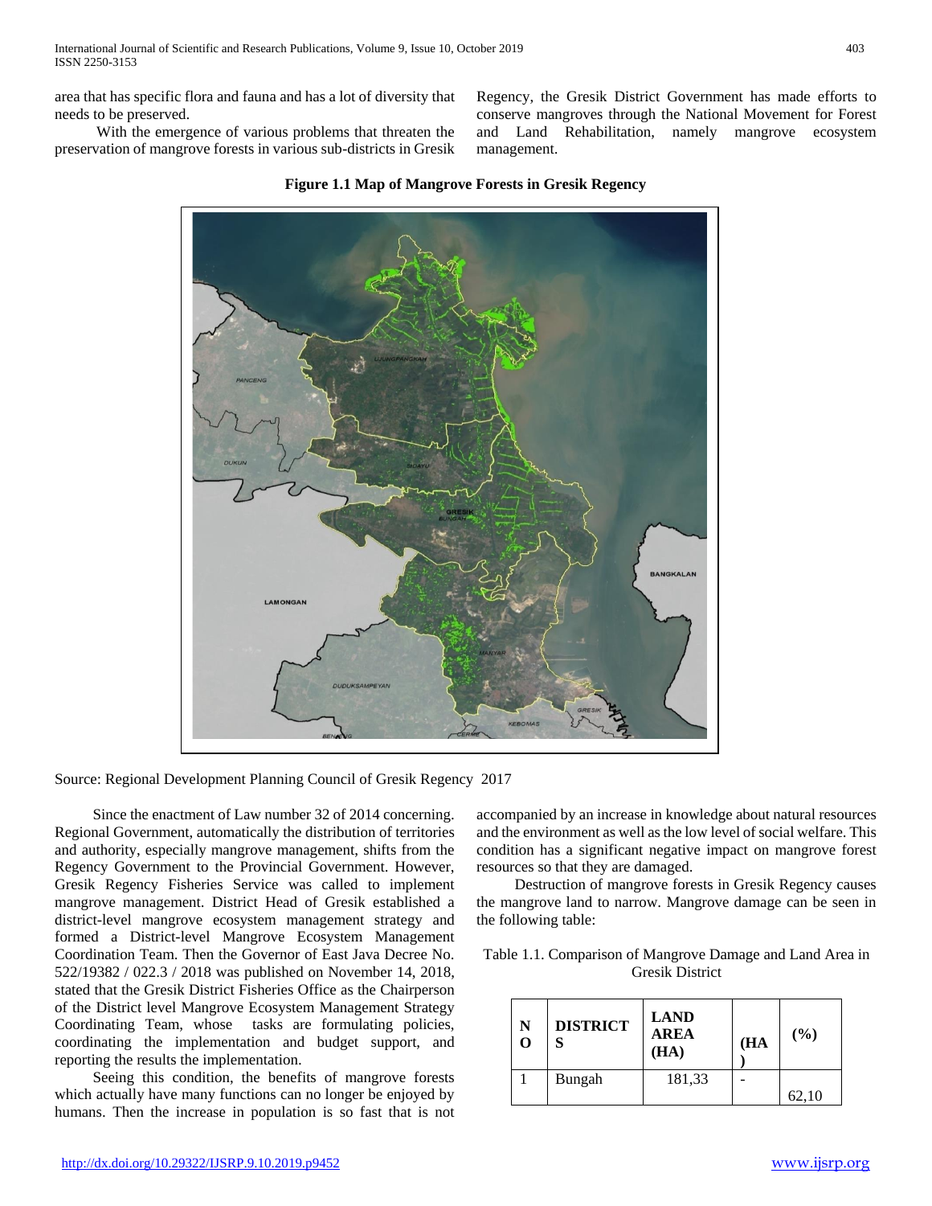area that has specific flora and fauna and has a lot of diversity that needs to be preserved.

With the emergence of various problems that threaten the preservation of mangrove forests in various sub-districts in Gresik Regency, the Gresik District Government has made efforts to conserve mangroves through the National Movement for Forest and Land Rehabilitation, namely mangrove ecosystem management.

**Figure 1.1 Map of Mangrove Forests in Gresik Regency**

Source: Regional Development Planning Council of Gresik Regency 2017

Since the enactment of Law number 32 of 2014 concerning. Regional Government, automatically the distribution of territories and authority, especially mangrove management, shifts from the Regency Government to the Provincial Government. However, Gresik Regency Fisheries Service was called to implement mangrove management. District Head of Gresik established a district-level mangrove ecosystem management strategy and formed a District-level Mangrove Ecosystem Management Coordination Team. Then the Governor of East Java Decree No. 522/19382 / 022.3 / 2018 was published on November 14, 2018, stated that the Gresik District Fisheries Office as the Chairperson of the District level Mangrove Ecosystem Management Strategy Coordinating Team, whose tasks are formulating policies, coordinating the implementation and budget support, and reporting the results the implementation.

Seeing this condition, the benefits of mangrove forests which actually have many functions can no longer be enjoyed by humans. Then the increase in population is so fast that is not accompanied by an increase in knowledge about natural resources and the environment as well as the low level of social welfare. This condition has a significant negative impact on mangrove forest resources so that they are damaged.

Destruction of mangrove forests in Gresik Regency causes the mangrove land to narrow. Mangrove damage can be seen in the following table:

Table 1.1. Comparison of Mangrove Damage and Land Area in Gresik District

| NO | DISTRICTS | LAND AREA (HA) | (HA) | (%) |
|---|---|---|---|---|
| 1 | Bungah | 181,33 | - | 62,10 |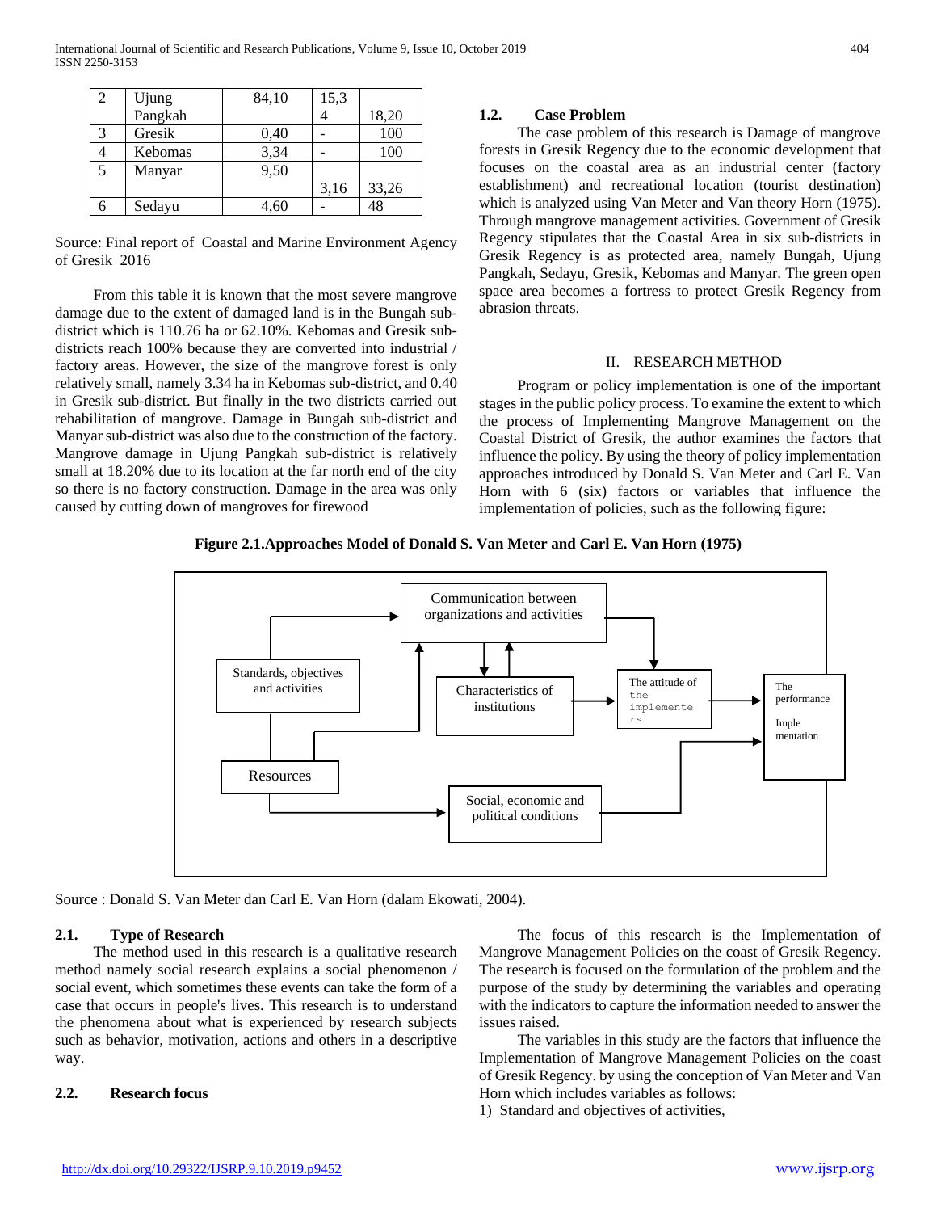| 2 | Ujung Pangkah | 84,10 | 15,34 | 18,20 |
|---|---|---|---|---|
| 3 | Gresik | 0,40 | - | 100 |
| 4 | Kebomas | 3,34 | - | 100 |
| 5 | Manyar | 9,50 | 3,16 | 33,26 |
| 6 | Sedayu | 4,60 | - | 48 |

Source: Final report of Coastal and Marine Environment Agency of Gresik 2016

From this table it is known that the most severe mangrove damage due to the extent of damaged land is in the Bungah sub-district which is 110.76 ha or 62.10%. Kebomas and Gresik sub-districts reach 100% because they are converted into industrial / factory areas. However, the size of the mangrove forest is only relatively small, namely 3.34 ha in Kebomas sub-district, and 0.40 in Gresik sub-district. But finally in the two districts carried out rehabilitation of mangrove. Damage in Bungah sub-district and Manyar sub-district was also due to the construction of the factory. Mangrove damage in Ujung Pangkah sub-district is relatively small at 18.20% due to its location at the far north end of the city so there is no factory construction. Damage in the area was only caused by cutting down of mangroves for firewood

### 1.2. Case Problem

The case problem of this research is Damage of mangrove forests in Gresik Regency due to the economic development that focuses on the coastal area as an industrial center (factory establishment) and recreational location (tourist destination) which is analyzed using Van Meter and Van theory Horn (1975). Through mangrove management activities. Government of Gresik Regency stipulates that the Coastal Area in six sub-districts in Gresik Regency is as protected area, namely Bungah, Ujung Pangkah, Sedayu, Gresik, Kebomas and Manyar. The green open space area becomes a fortress to protect Gresik Regency from abrasion threats.

## II. RESEARCH METHOD

Program or policy implementation is one of the important stages in the public policy process. To examine the extent to which the process of Implementing Mangrove Management on the Coastal District of Gresik, the author examines the factors that influence the policy. By using the theory of policy implementation approaches introduced by Donald S. Van Meter and Carl E. Van Horn with 6 (six) factors or variables that influence the implementation of policies, such as the following figure:

**Figure 2.1.Approaches Model of Donald S. Van Meter and Carl E. Van Horn (1975)**

Communication between organizations and activities

Standards, objectives and activities

Characteristics of institutions

The attitude of the implementers

The performance Implementation

Resources

Social, economic and political conditions

Source : Donald S. Van Meter dan Carl E. Van Horn (dalam Ekowati, 2004).

### 2.1. Type of Research

The method used in this research is a qualitative research method namely social research explains a social phenomenon / social event, which sometimes these events can take the form of a case that occurs in people's lives. This research is to understand the phenomena about what is experienced by research subjects such as behavior, motivation, actions and others in a descriptive way.

### 2.2. Research focus

The focus of this research is the Implementation of Mangrove Management Policies on the coast of Gresik Regency. The research is focused on the formulation of the problem and the purpose of the study by determining the variables and operating with the indicators to capture the information needed to answer the issues raised.

The variables in this study are the factors that influence the Implementation of Mangrove Management Policies on the coast of Gresik Regency. by using the conception of Van Meter and Van Horn which includes variables as follows:

1) Standard and objectives of activities,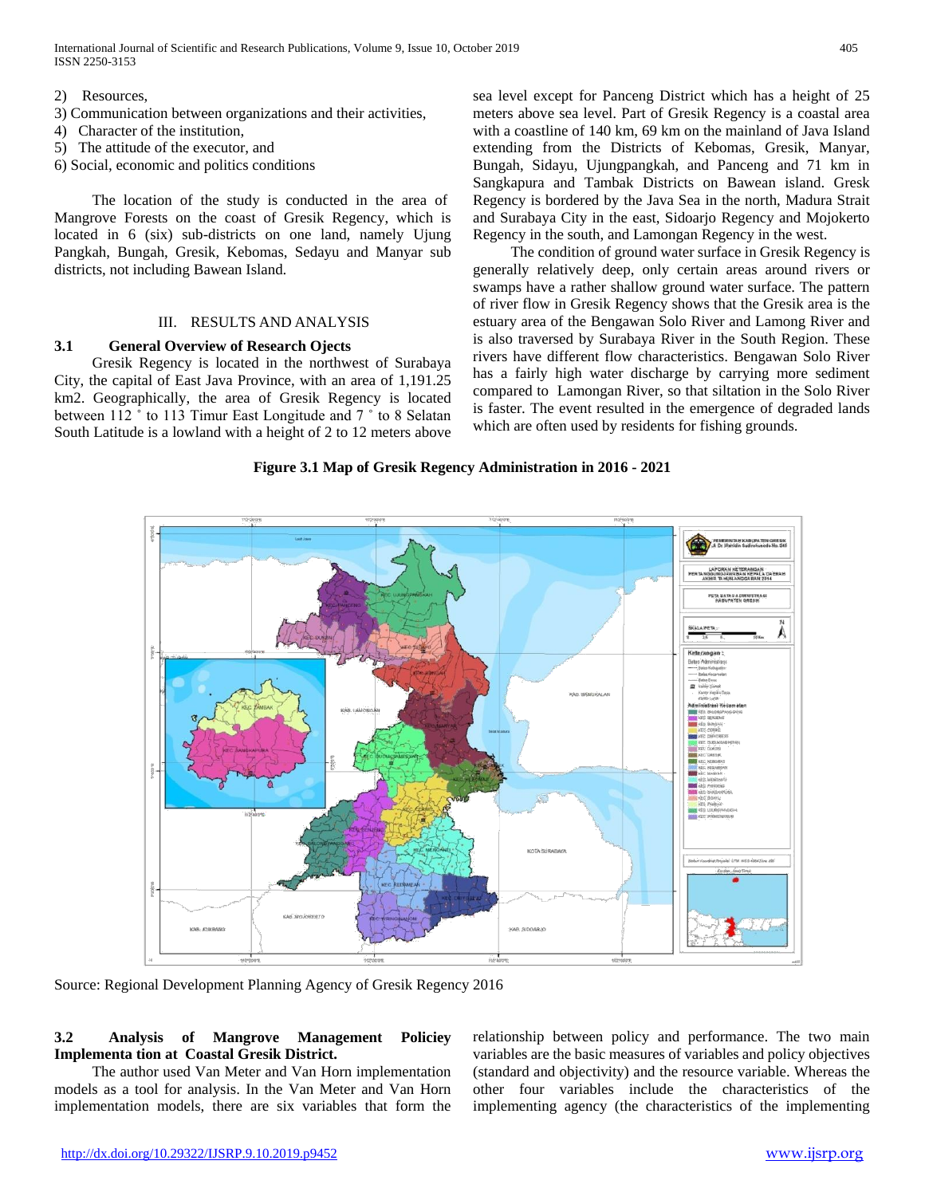2) Resources,
3) Communication between organizations and their activities,
4) Character of the institution,
5) The attitude of the executor, and
6) Social, economic and politics conditions

The location of the study is conducted in the area of Mangrove Forests on the coast of Gresik Regency, which is located in 6 (six) sub-districts on one land, namely Ujung Pangkah, Bungah, Gresik, Kebomas, Sedayu and Manyar sub districts, not including Bawean Island.

## III. RESULTS AND ANALYSIS

### 3.1 General Overview of Research Ojects

Gresik Regency is located in the northwest of Surabaya City, the capital of East Java Province, with an area of 1,191.25 km2. Geographically, the area of Gresik Regency is located between 112 ˚ to 113 Timur East Longitude and 7 ˚ to 8 Selatan South Latitude is a lowland with a height of 2 to 12 meters above sea level except for Panceng District which has a height of 25 meters above sea level. Part of Gresik Regency is a coastal area with a coastline of 140 km, 69 km on the mainland of Java Island extending from the Districts of Kebomas, Gresik, Manyar, Bungah, Sidayu, Ujungpangkah, and Panceng and 71 km in Sangkapura and Tambak Districts on Bawean island. Gresk Regency is bordered by the Java Sea in the north, Madura Strait and Surabaya City in the east, Sidoarjo Regency and Mojokerto Regency in the south, and Lamongan Regency in the west.

The condition of ground water surface in Gresik Regency is generally relatively deep, only certain areas around rivers or swamps have a rather shallow ground water surface. The pattern of river flow in Gresik Regency shows that the Gresik area is the estuary area of the Bengawan Solo River and Lamong River and is also traversed by Surabaya River in the South Region. These rivers have different flow characteristics. Bengawan Solo River has a fairly high water discharge by carrying more sediment compared to Lamongan River, so that siltation in the Solo River is faster. The event resulted in the emergence of degraded lands which are often used by residents for fishing grounds.

**Figure 3.1 Map of Gresik Regency Administration in 2016 - 2021**

Source: Regional Development Planning Agency of Gresik Regency 2016

### 3.2 Analysis of Mangrove Management Policiey Implementa tion at Coastal Gresik District.

The author used Van Meter and Van Horn implementation models as a tool for analysis. In the Van Meter and Van Horn implementation models, there are six variables that form the relationship between policy and performance. The two main variables are the basic measures of variables and policy objectives (standard and objectivity) and the resource variable. Whereas the other four variables include the characteristics of the implementing agency (the characteristics of the implementing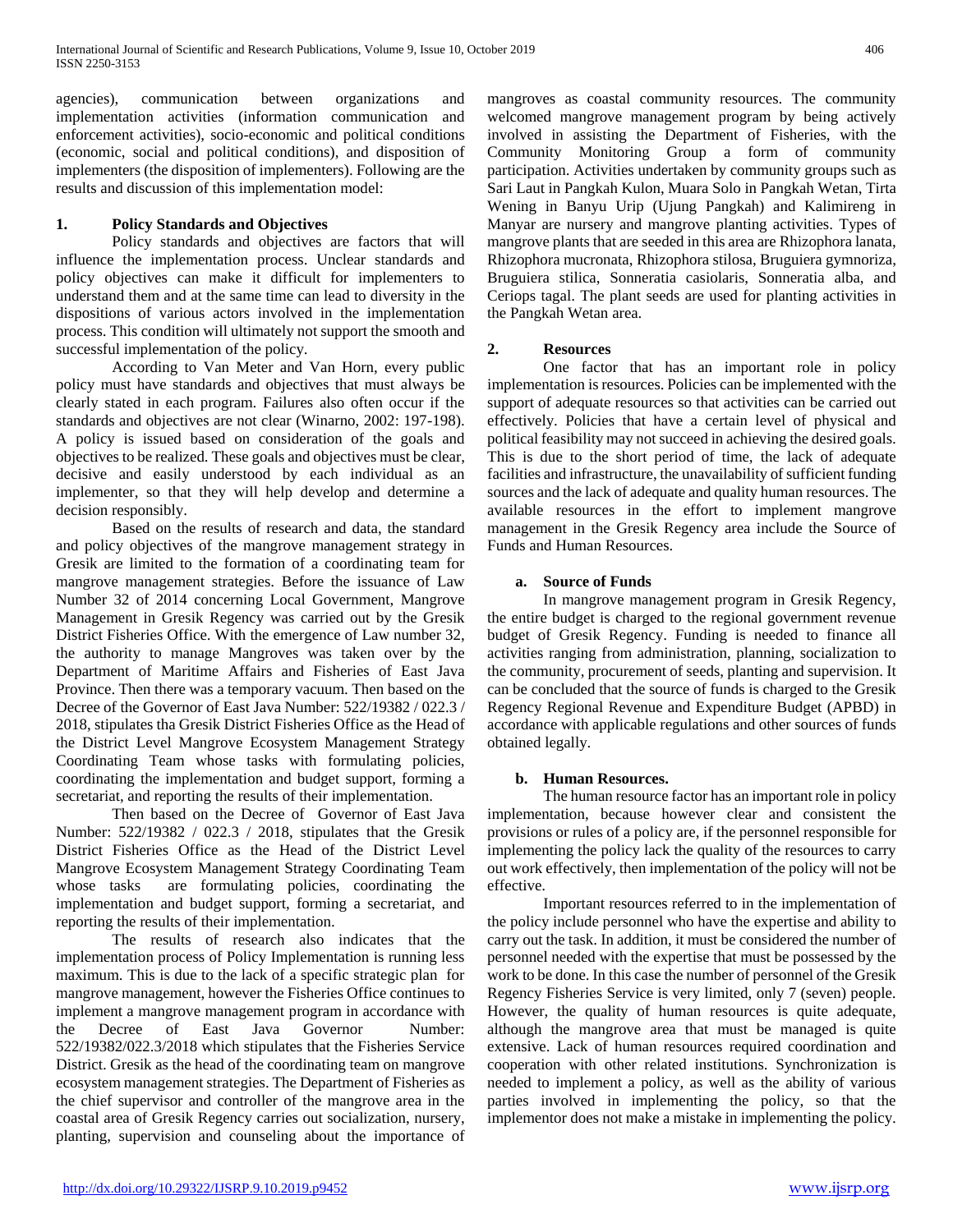agencies), communication between organizations and implementation activities (information communication and enforcement activities), socio-economic and political conditions (economic, social and political conditions), and disposition of implementers (the disposition of implementers). Following are the results and discussion of this implementation model:

## 1. Policy Standards and Objectives

Policy standards and objectives are factors that will influence the implementation process. Unclear standards and policy objectives can make it difficult for implementers to understand them and at the same time can lead to diversity in the dispositions of various actors involved in the implementation process. This condition will ultimately not support the smooth and successful implementation of the policy.

According to Van Meter and Van Horn, every public policy must have standards and objectives that must always be clearly stated in each program. Failures also often occur if the standards and objectives are not clear (Winarno, 2002: 197-198). A policy is issued based on consideration of the goals and objectives to be realized. These goals and objectives must be clear, decisive and easily understood by each individual as an implementer, so that they will help develop and determine a decision responsibly.

Based on the results of research and data, the standard and policy objectives of the mangrove management strategy in Gresik are limited to the formation of a coordinating team for mangrove management strategies. Before the issuance of Law Number 32 of 2014 concerning Local Government, Mangrove Management in Gresik Regency was carried out by the Gresik District Fisheries Office. With the emergence of Law number 32, the authority to manage Mangroves was taken over by the Department of Maritime Affairs and Fisheries of East Java Province. Then there was a temporary vacuum. Then based on the Decree of the Governor of East Java Number: 522/19382 / 022.3 / 2018, stipulates tha Gresik District Fisheries Office as the Head of the District Level Mangrove Ecosystem Management Strategy Coordinating Team whose tasks with formulating policies, coordinating the implementation and budget support, forming a secretariat, and reporting the results of their implementation.

Then based on the Decree of Governor of East Java Number: 522/19382 / 022.3 / 2018, stipulates that the Gresik District Fisheries Office as the Head of the District Level Mangrove Ecosystem Management Strategy Coordinating Team whose tasks are formulating policies, coordinating the implementation and budget support, forming a secretariat, and reporting the results of their implementation.

The results of research also indicates that the implementation process of Policy Implementation is running less maximum. This is due to the lack of a specific strategic plan for mangrove management, however the Fisheries Office continues to implement a mangrove management program in accordance with the Decree of East Java Governor Number: 522/19382/022.3/2018 which stipulates that the Fisheries Service District. Gresik as the head of the coordinating team on mangrove ecosystem management strategies. The Department of Fisheries as the chief supervisor and controller of the mangrove area in the coastal area of Gresik Regency carries out socialization, nursery, planting, supervision and counseling about the importance of mangroves as coastal community resources. The community welcomed mangrove management program by being actively involved in assisting the Department of Fisheries, with the Community Monitoring Group a form of community participation. Activities undertaken by community groups such as Sari Laut in Pangkah Kulon, Muara Solo in Pangkah Wetan, Tirta Wening in Banyu Urip (Ujung Pangkah) and Kalimireng in Manyar are nursery and mangrove planting activities. Types of mangrove plants that are seeded in this area are Rhizophora lanata, Rhizophora mucronata, Rhizophora stilosa, Bruguiera gymnoriza, Bruguiera stilica, Sonneratia casiolaris, Sonneratia alba, and Ceriops tagal. The plant seeds are used for planting activities in the Pangkah Wetan area.

## 2. Resources

One factor that has an important role in policy implementation is resources. Policies can be implemented with the support of adequate resources so that activities can be carried out effectively. Policies that have a certain level of physical and political feasibility may not succeed in achieving the desired goals. This is due to the short period of time, the lack of adequate facilities and infrastructure, the unavailability of sufficient funding sources and the lack of adequate and quality human resources. The available resources in the effort to implement mangrove management in the Gresik Regency area include the Source of Funds and Human Resources.

### a. Source of Funds

In mangrove management program in Gresik Regency, the entire budget is charged to the regional government revenue budget of Gresik Regency. Funding is needed to finance all activities ranging from administration, planning, socialization to the community, procurement of seeds, planting and supervision. It can be concluded that the source of funds is charged to the Gresik Regency Regional Revenue and Expenditure Budget (APBD) in accordance with applicable regulations and other sources of funds obtained legally.

### b. Human Resources.

The human resource factor has an important role in policy implementation, because however clear and consistent the provisions or rules of a policy are, if the personnel responsible for implementing the policy lack the quality of the resources to carry out work effectively, then implementation of the policy will not be effective.

Important resources referred to in the implementation of the policy include personnel who have the expertise and ability to carry out the task. In addition, it must be considered the number of personnel needed with the expertise that must be possessed by the work to be done. In this case the number of personnel of the Gresik Regency Fisheries Service is very limited, only 7 (seven) people. However, the quality of human resources is quite adequate, although the mangrove area that must be managed is quite extensive. Lack of human resources required coordination and cooperation with other related institutions. Synchronization is needed to implement a policy, as well as the ability of various parties involved in implementing the policy, so that the implementor does not make a mistake in implementing the policy.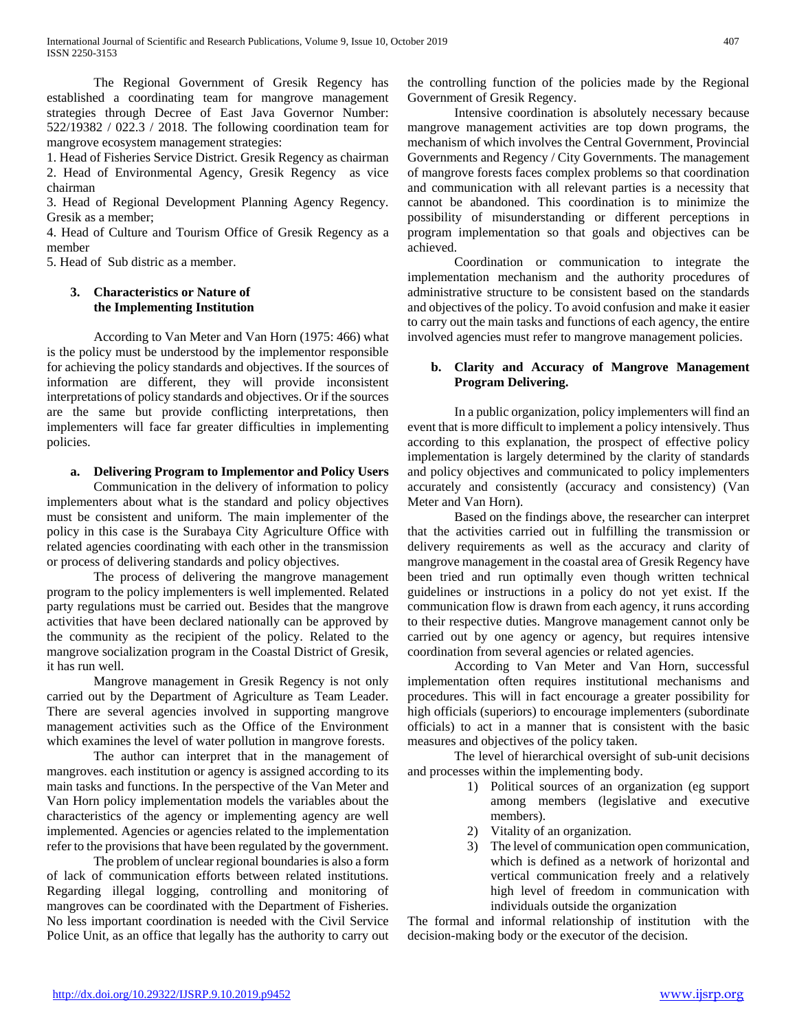The Regional Government of Gresik Regency has established a coordinating team for mangrove management strategies through Decree of East Java Governor Number: 522/19382 / 022.3 / 2018. The following coordination team for mangrove ecosystem management strategies:

1. Head of Fisheries Service District. Gresik Regency as chairman
2. Head of Environmental Agency, Gresik Regency as vice chairman
3. Head of Regional Development Planning Agency Regency. Gresik as a member;
4. Head of Culture and Tourism Office of Gresik Regency as a member
5. Head of Sub distric as a member.

### 3. Characteristics or Nature of the Implementing Institution

According to Van Meter and Van Horn (1975: 466) what is the policy must be understood by the implementor responsible for achieving the policy standards and objectives. If the sources of information are different, they will provide inconsistent interpretations of policy standards and objectives. Or if the sources are the same but provide conflicting interpretations, then implementers will face far greater difficulties in implementing policies.

#### a. Delivering Program to Implementor and Policy Users

Communication in the delivery of information to policy implementers about what is the standard and policy objectives must be consistent and uniform. The main implementer of the policy in this case is the Surabaya City Agriculture Office with related agencies coordinating with each other in the transmission or process of delivering standards and policy objectives.

The process of delivering the mangrove management program to the policy implementers is well implemented. Related party regulations must be carried out. Besides that the mangrove activities that have been declared nationally can be approved by the community as the recipient of the policy. Related to the mangrove socialization program in the Coastal District of Gresik, it has run well.

Mangrove management in Gresik Regency is not only carried out by the Department of Agriculture as Team Leader. There are several agencies involved in supporting mangrove management activities such as the Office of the Environment which examines the level of water pollution in mangrove forests.

The author can interpret that in the management of mangroves. each institution or agency is assigned according to its main tasks and functions. In the perspective of the Van Meter and Van Horn policy implementation models the variables about the characteristics of the agency or implementing agency are well implemented. Agencies or agencies related to the implementation refer to the provisions that have been regulated by the government.

The problem of unclear regional boundaries is also a form of lack of communication efforts between related institutions. Regarding illegal logging, controlling and monitoring of mangroves can be coordinated with the Department of Fisheries. No less important coordination is needed with the Civil Service Police Unit, as an office that legally has the authority to carry out the controlling function of the policies made by the Regional Government of Gresik Regency.

Intensive coordination is absolutely necessary because mangrove management activities are top down programs, the mechanism of which involves the Central Government, Provincial Governments and Regency / City Governments. The management of mangrove forests faces complex problems so that coordination and communication with all relevant parties is a necessity that cannot be abandoned. This coordination is to minimize the possibility of misunderstanding or different perceptions in program implementation so that goals and objectives can be achieved.

Coordination or communication to integrate the implementation mechanism and the authority procedures of administrative structure to be consistent based on the standards and objectives of the policy. To avoid confusion and make it easier to carry out the main tasks and functions of each agency, the entire involved agencies must refer to mangrove management policies.

#### b. Clarity and Accuracy of Mangrove Management Program Delivering.

In a public organization, policy implementers will find an event that is more difficult to implement a policy intensively. Thus according to this explanation, the prospect of effective policy implementation is largely determined by the clarity of standards and policy objectives and communicated to policy implementers accurately and consistently (accuracy and consistency) (Van Meter and Van Horn).

Based on the findings above, the researcher can interpret that the activities carried out in fulfilling the transmission or delivery requirements as well as the accuracy and clarity of mangrove management in the coastal area of Gresik Regency have been tried and run optimally even though written technical guidelines or instructions in a policy do not yet exist. If the communication flow is drawn from each agency, it runs according to their respective duties. Mangrove management cannot only be carried out by one agency or agency, but requires intensive coordination from several agencies or related agencies.

According to Van Meter and Van Horn, successful implementation often requires institutional mechanisms and procedures. This will in fact encourage a greater possibility for high officials (superiors) to encourage implementers (subordinate officials) to act in a manner that is consistent with the basic measures and objectives of the policy taken.

The level of hierarchical oversight of sub-unit decisions and processes within the implementing body.

1) Political sources of an organization (eg support among members (legislative and executive members).
2) Vitality of an organization.
3) The level of communication open communication, which is defined as a network of horizontal and vertical communication freely and a relatively high level of freedom in communication with individuals outside the organization

The formal and informal relationship of institution with the decision-making body or the executor of the decision.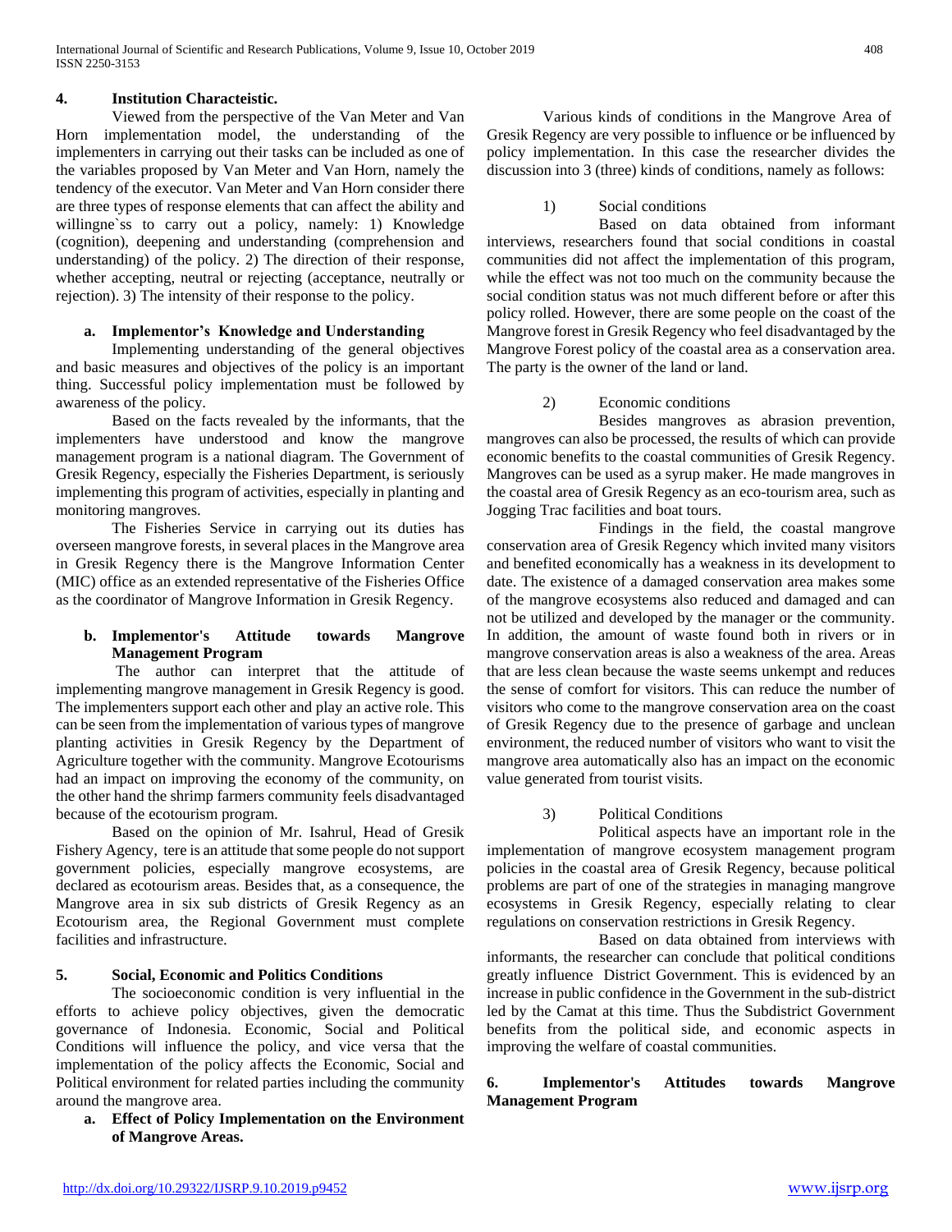### 4. Institution Characteistic.

Viewed from the perspective of the Van Meter and Van Horn implementation model, the understanding of the implementers in carrying out their tasks can be included as one of the variables proposed by Van Meter and Van Horn, namely the tendency of the executor. Van Meter and Van Horn consider there are three types of response elements that can affect the ability and willingne`ss to carry out a policy, namely: 1) Knowledge (cognition), deepening and understanding (comprehension and understanding) of the policy. 2) The direction of their response, whether accepting, neutral or rejecting (acceptance, neutrally or rejection). 3) The intensity of their response to the policy.

#### a. Implementor's Knowledge and Understanding

Implementing understanding of the general objectives and basic measures and objectives of the policy is an important thing. Successful policy implementation must be followed by awareness of the policy.

Based on the facts revealed by the informants, that the implementers have understood and know the mangrove management program is a national diagram. The Government of Gresik Regency, especially the Fisheries Department, is seriously implementing this program of activities, especially in planting and monitoring mangroves.

The Fisheries Service in carrying out its duties has overseen mangrove forests, in several places in the Mangrove area in Gresik Regency there is the Mangrove Information Center (MIC) office as an extended representative of the Fisheries Office as the coordinator of Mangrove Information in Gresik Regency.

#### b. Implementor's Attitude towards Mangrove Management Program

The author can interpret that the attitude of implementing mangrove management in Gresik Regency is good. The implementers support each other and play an active role. This can be seen from the implementation of various types of mangrove planting activities in Gresik Regency by the Department of Agriculture together with the community. Mangrove Ecotourisms had an impact on improving the economy of the community, on the other hand the shrimp farmers community feels disadvantaged because of the ecotourism program.

Based on the opinion of Mr. Isahrul, Head of Gresik Fishery Agency, tere is an attitude that some people do not support government policies, especially mangrove ecosystems, are declared as ecotourism areas. Besides that, as a consequence, the Mangrove area in six sub districts of Gresik Regency as an Ecotourism area, the Regional Government must complete facilities and infrastructure.

### 5. Social, Economic and Politics Conditions

The socioeconomic condition is very influential in the efforts to achieve policy objectives, given the democratic governance of Indonesia. Economic, Social and Political Conditions will influence the policy, and vice versa that the implementation of the policy affects the Economic, Social and Political environment for related parties including the community around the mangrove area.

#### a. Effect of Policy Implementation on the Environment of Mangrove Areas.

Various kinds of conditions in the Mangrove Area of Gresik Regency are very possible to influence or be influenced by policy implementation. In this case the researcher divides the discussion into 3 (three) kinds of conditions, namely as follows:

1) Social conditions

Based on data obtained from informant interviews, researchers found that social conditions in coastal communities did not affect the implementation of this program, while the effect was not too much on the community because the social condition status was not much different before or after this policy rolled. However, there are some people on the coast of the Mangrove forest in Gresik Regency who feel disadvantaged by the Mangrove Forest policy of the coastal area as a conservation area. The party is the owner of the land or land.

2) Economic conditions

Besides mangroves as abrasion prevention, mangroves can also be processed, the results of which can provide economic benefits to the coastal communities of Gresik Regency. Mangroves can be used as a syrup maker. He made mangroves in the coastal area of Gresik Regency as an eco-tourism area, such as Jogging Trac facilities and boat tours.

Findings in the field, the coastal mangrove conservation area of Gresik Regency which invited many visitors and benefited economically has a weakness in its development to date. The existence of a damaged conservation area makes some of the mangrove ecosystems also reduced and damaged and can not be utilized and developed by the manager or the community. In addition, the amount of waste found both in rivers or in mangrove conservation areas is also a weakness of the area. Areas that are less clean because the waste seems unkempt and reduces the sense of comfort for visitors. This can reduce the number of visitors who come to the mangrove conservation area on the coast of Gresik Regency due to the presence of garbage and unclean environment, the reduced number of visitors who want to visit the mangrove area automatically also has an impact on the economic value generated from tourist visits.

3) Political Conditions

Political aspects have an important role in the implementation of mangrove ecosystem management program policies in the coastal area of Gresik Regency, because political problems are part of one of the strategies in managing mangrove ecosystems in Gresik Regency, especially relating to clear regulations on conservation restrictions in Gresik Regency.

Based on data obtained from interviews with informants, the researcher can conclude that political conditions greatly influence District Government. This is evidenced by an increase in public confidence in the Government in the sub-district led by the Camat at this time. Thus the Subdistrict Government benefits from the political side, and economic aspects in improving the welfare of coastal communities.

### 6. Implementor's Attitudes towards Mangrove Management Program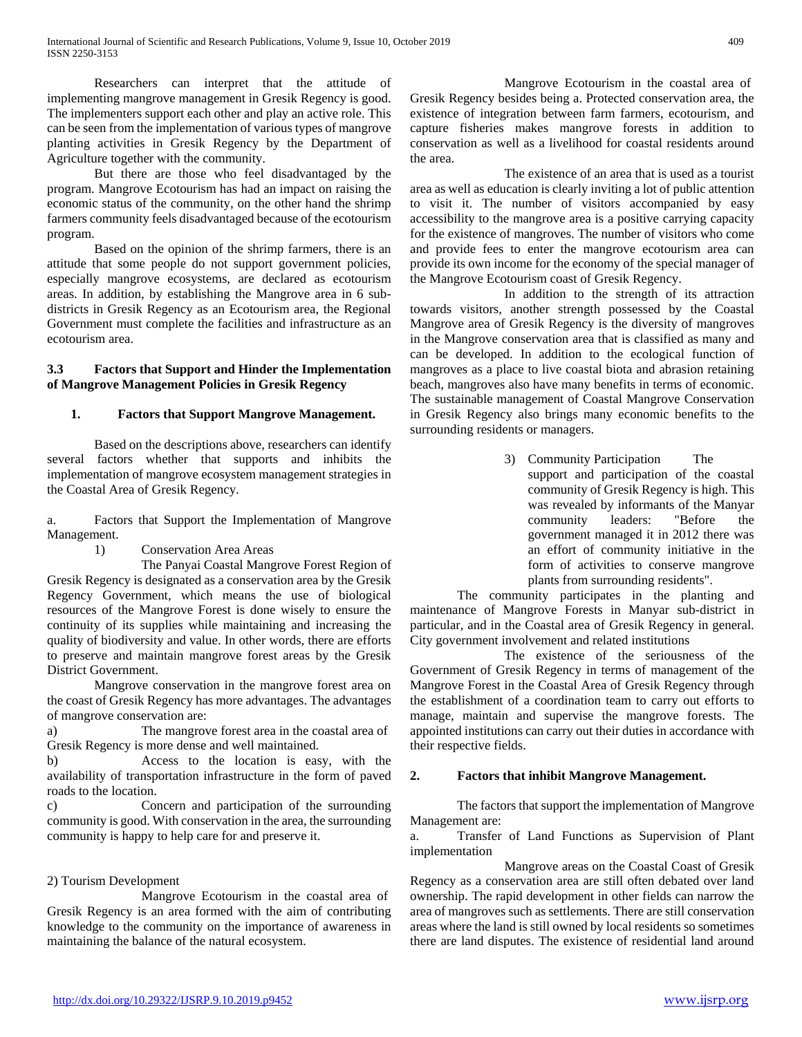Researchers can interpret that the attitude of implementing mangrove management in Gresik Regency is good. The implementers support each other and play an active role. This can be seen from the implementation of various types of mangrove planting activities in Gresik Regency by the Department of Agriculture together with the community.

But there are those who feel disadvantaged by the program. Mangrove Ecotourism has had an impact on raising the economic status of the community, on the other hand the shrimp farmers community feels disadvantaged because of the ecotourism program.

Based on the opinion of the shrimp farmers, there is an attitude that some people do not support government policies, especially mangrove ecosystems, are declared as ecotourism areas. In addition, by establishing the Mangrove area in 6 sub-districts in Gresik Regency as an Ecotourism area, the Regional Government must complete the facilities and infrastructure as an ecotourism area.

### 3.3 Factors that Support and Hinder the Implementation of Mangrove Management Policies in Gresik Regency

#### 1. Factors that Support Mangrove Management.

Based on the descriptions above, researchers can identify several factors whether that supports and inhibits the implementation of mangrove ecosystem management strategies in the Coastal Area of Gresik Regency.

a. Factors that Support the Implementation of Mangrove Management.

1) Conservation Area Areas

The Panyai Coastal Mangrove Forest Region of Gresik Regency is designated as a conservation area by the Gresik Regency Government, which means the use of biological resources of the Mangrove Forest is done wisely to ensure the continuity of its supplies while maintaining and increasing the quality of biodiversity and value. In other words, there are efforts to preserve and maintain mangrove forest areas by the Gresik District Government.

Mangrove conservation in the mangrove forest area on the coast of Gresik Regency has more advantages. The advantages of mangrove conservation are:

a) The mangrove forest area in the coastal area of Gresik Regency is more dense and well maintained.

b) Access to the location is easy, with the availability of transportation infrastructure in the form of paved roads to the location.

c) Concern and participation of the surrounding community is good. With conservation in the area, the surrounding community is happy to help care for and preserve it.

2) Tourism Development

Mangrove Ecotourism in the coastal area of Gresik Regency is an area formed with the aim of contributing knowledge to the community on the importance of awareness in maintaining the balance of the natural ecosystem.

Mangrove Ecotourism in the coastal area of Gresik Regency besides being a. Protected conservation area, the existence of integration between farm farmers, ecotourism, and capture fisheries makes mangrove forests in addition to conservation as well as a livelihood for coastal residents around the area.

The existence of an area that is used as a tourist area as well as education is clearly inviting a lot of public attention to visit it. The number of visitors accompanied by easy accessibility to the mangrove area is a positive carrying capacity for the existence of mangroves. The number of visitors who come and provide fees to enter the mangrove ecotourism area can provide its own income for the economy of the special manager of the Mangrove Ecotourism coast of Gresik Regency.

In addition to the strength of its attraction towards visitors, another strength possessed by the Coastal Mangrove area of Gresik Regency is the diversity of mangroves in the Mangrove conservation area that is classified as many and can be developed. In addition to the ecological function of mangroves as a place to live coastal biota and abrasion retaining beach, mangroves also have many benefits in terms of economic. The sustainable management of Coastal Mangrove Conservation in Gresik Regency also brings many economic benefits to the surrounding residents or managers.

3) Community Participation The support and participation of the coastal community of Gresik Regency is high. This was revealed by informants of the Manyar community leaders: "Before the government managed it in 2012 there was an effort of community initiative in the form of activities to conserve mangrove plants from surrounding residents".

The community participates in the planting and maintenance of Mangrove Forests in Manyar sub-district in particular, and in the Coastal area of Gresik Regency in general. City government involvement and related institutions

The existence of the seriousness of the Government of Gresik Regency in terms of management of the Mangrove Forest in the Coastal Area of Gresik Regency through the establishment of a coordination team to carry out efforts to manage, maintain and supervise the mangrove forests. The appointed institutions can carry out their duties in accordance with their respective fields.

#### 2. Factors that inhibit Mangrove Management.

The factors that support the implementation of Mangrove Management are:

a. Transfer of Land Functions as Supervision of Plant implementation

Mangrove areas on the Coastal Coast of Gresik Regency as a conservation area are still often debated over land ownership. The rapid development in other fields can narrow the area of mangroves such as settlements. There are still conservation areas where the land is still owned by local residents so sometimes there are land disputes. The existence of residential land around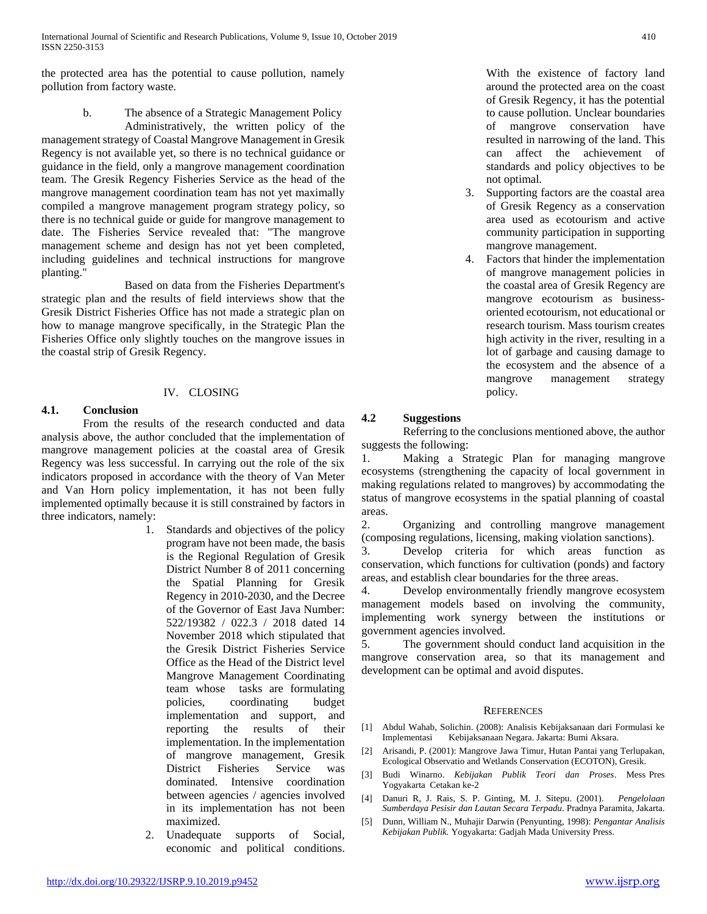the protected area has the potential to cause pollution, namely pollution from factory waste.

b. The absence of a Strategic Management Policy

Administratively, the written policy of the management strategy of Coastal Mangrove Management in Gresik Regency is not available yet, so there is no technical guidance or guidance in the field, only a mangrove management coordination team. The Gresik Regency Fisheries Service as the head of the mangrove management coordination team has not yet maximally compiled a mangrove management program strategy policy, so there is no technical guide or guide for mangrove management to date. The Fisheries Service revealed that: "The mangrove management scheme and design has not yet been completed, including guidelines and technical instructions for mangrove planting."

Based on data from the Fisheries Department's strategic plan and the results of field interviews show that the Gresik District Fisheries Office has not made a strategic plan on how to manage mangrove specifically, in the Strategic Plan the Fisheries Office only slightly touches on the mangrove issues in the coastal strip of Gresik Regency.

## IV. CLOSING

### 4.1. Conclusion

From the results of the research conducted and data analysis above, the author concluded that the implementation of mangrove management policies at the coastal area of Gresik Regency was less successful. In carrying out the role of the six indicators proposed in accordance with the theory of Van Meter and Van Horn policy implementation, it has not been fully implemented optimally because it is still constrained by factors in three indicators, namely:

1. Standards and objectives of the policy program have not been made, the basis is the Regional Regulation of Gresik District Number 8 of 2011 concerning the Spatial Planning for Gresik Regency in 2010-2030, and the Decree of the Governor of East Java Number: 522/19382 / 022.3 / 2018 dated 14 November 2018 which stipulated that the Gresik District Fisheries Service Office as the Head of the District level Mangrove Management Coordinating team whose tasks are formulating policies, coordinating budget implementation and support, and reporting the results of their implementation. In the implementation of mangrove management, Gresik District Fisheries Service was dominated. Intensive coordination between agencies / agencies involved in its implementation has not been maximized.
2. Unadequate supports of Social, economic and political conditions. With the existence of factory land around the protected area on the coast of Gresik Regency, it has the potential to cause pollution. Unclear boundaries of mangrove conservation have resulted in narrowing of the land. This can affect the achievement of standards and policy objectives to be not optimal.
3. Supporting factors are the coastal area of Gresik Regency as a conservation area used as ecotourism and active community participation in supporting mangrove management.
4. Factors that hinder the implementation of mangrove management policies in the coastal area of Gresik Regency are mangrove ecotourism as business-oriented ecotourism, not educational or research tourism. Mass tourism creates high activity in the river, resulting in a lot of garbage and causing damage to the ecosystem and the absence of a mangrove management strategy policy.

### 4.2 Suggestions

Referring to the conclusions mentioned above, the author suggests the following:

1. Making a Strategic Plan for managing mangrove ecosystems (strengthening the capacity of local government in making regulations related to mangroves) by accommodating the status of mangrove ecosystems in the spatial planning of coastal areas.
2. Organizing and controlling mangrove management (composing regulations, licensing, making violation sanctions).
3. Develop criteria for which areas function as conservation, which functions for cultivation (ponds) and factory areas, and establish clear boundaries for the three areas.
4. Develop environmentally friendly mangrove ecosystem management models based on involving the community, implementing work synergy between the institutions or government agencies involved.
5. The government should conduct land acquisition in the mangrove conservation area, so that its management and development can be optimal and avoid disputes.

## REFERENCES

[1] Abdul Wahab, Solichin. (2008): Analisis Kebijaksanaan dari Formulasi ke Implementasi Kebijaksanaan Negara. Jakarta: Bumi Aksara.

[2] Arisandi, P. (2001): Mangrove Jawa Timur, Hutan Pantai yang Terlupakan, Ecological Observatio and Wetlands Conservation (ECOTON), Gresik.

[3] Budi Winarno. *Kebijakan Publik Teori dan Proses*. Mess Pres Yogyakarta Cetakan ke-2

[4] Danuri R, J. Rais, S. P. Ginting, M. J. Sitepu. (2001). *Pengelolaan Sumberdaya Pesisir dan Lautan Secara Terpadu*. Pradnya Paramita, Jakarta.

[5] Dunn, William N., Muhajir Darwin (Penyunting, 1998): *Pengantar Analisis Kebijakan Publik.* Yogyakarta: Gadjah Mada University Press.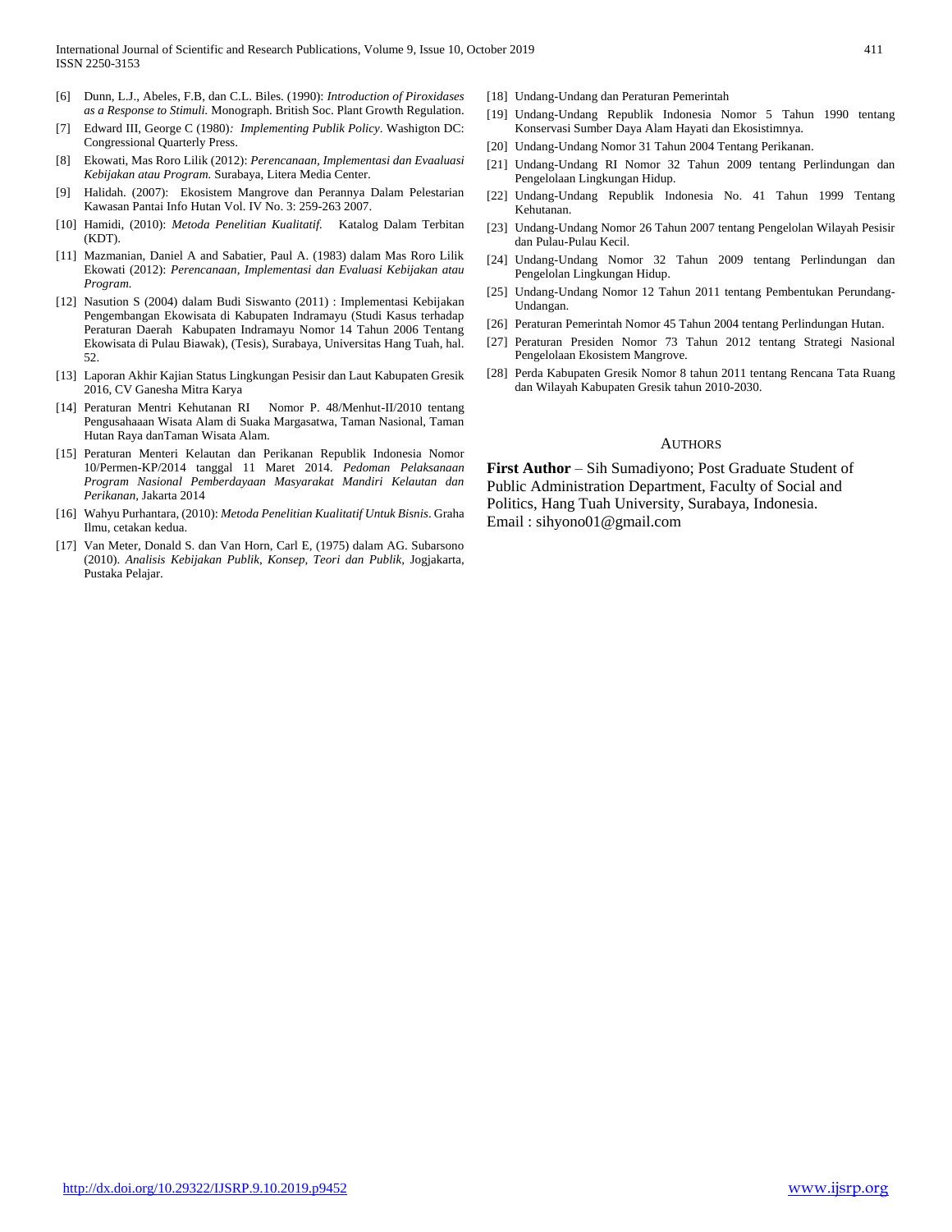[6] Dunn, L.J., Abeles, F.B, dan C.L. Biles. (1990): *Introduction of Piroxidases as a Response to Stimuli.* Monograph. British Soc. Plant Growth Regulation.

[7] Edward III, George C (1980)*: Implementing Publik Policy*. Washigton DC: Congressional Quarterly Press.

[8] Ekowati, Mas Roro Lilik (2012): *Perencanaan, Implementasi dan Evaaluasi Kebijakan atau Program.* Surabaya, Litera Media Center.

[9] Halidah. (2007): Ekosistem Mangrove dan Perannya Dalam Pelestarian Kawasan Pantai Info Hutan Vol. IV No. 3: 259-263 2007.

[10] Hamidi, (2010): *Metoda Penelitian Kualitatif.* Katalog Dalam Terbitan (KDT).

[11] Mazmanian, Daniel A and Sabatier, Paul A. (1983) dalam Mas Roro Lilik Ekowati (2012): *Perencanaan, Implementasi dan Evaluasi Kebijakan atau Program.*

[12] Nasution S (2004) dalam Budi Siswanto (2011) : Implementasi Kebijakan Pengembangan Ekowisata di Kabupaten Indramayu (Studi Kasus terhadap Peraturan Daerah Kabupaten Indramayu Nomor 14 Tahun 2006 Tentang Ekowisata di Pulau Biawak), (Tesis), Surabaya, Universitas Hang Tuah, hal. 52.

[13] Laporan Akhir Kajian Status Lingkungan Pesisir dan Laut Kabupaten Gresik 2016, CV Ganesha Mitra Karya

[14] Peraturan Mentri Kehutanan RI Nomor P. 48/Menhut-II/2010 tentang Pengusahaaan Wisata Alam di Suaka Margasatwa, Taman Nasional, Taman Hutan Raya danTaman Wisata Alam.

[15] Peraturan Menteri Kelautan dan Perikanan Republik Indonesia Nomor 10/Permen-KP/2014 tanggal 11 Maret 2014. *Pedoman Pelaksanaan Program Nasional Pemberdayaan Masyarakat Mandiri Kelautan dan Perikanan*, Jakarta 2014

[16] Wahyu Purhantara, (2010): *Metoda Penelitian Kualitatif Untuk Bisnis*. Graha Ilmu, cetakan kedua.

[17] Van Meter, Donald S. dan Van Horn, Carl E, (1975) dalam AG. Subarsono (2010). *Analisis Kebijakan Publik, Konsep, Teori dan Publik*, Jogjakarta, Pustaka Pelajar.

[18] Undang-Undang dan Peraturan Pemerintah

[19] Undang-Undang Republik Indonesia Nomor 5 Tahun 1990 tentang Konservasi Sumber Daya Alam Hayati dan Ekosistimnya.

[20] Undang-Undang Nomor 31 Tahun 2004 Tentang Perikanan.

[21] Undang-Undang RI Nomor 32 Tahun 2009 tentang Perlindungan dan Pengelolaan Lingkungan Hidup.

[22] Undang-Undang Republik Indonesia No. 41 Tahun 1999 Tentang Kehutanan.

[23] Undang-Undang Nomor 26 Tahun 2007 tentang Pengelolan Wilayah Pesisir dan Pulau-Pulau Kecil.

[24] Undang-Undang Nomor 32 Tahun 2009 tentang Perlindungan dan Pengelolan Lingkungan Hidup.

[25] Undang-Undang Nomor 12 Tahun 2011 tentang Pembentukan Perundang-Undangan.

[26] Peraturan Pemerintah Nomor 45 Tahun 2004 tentang Perlindungan Hutan.

[27] Peraturan Presiden Nomor 73 Tahun 2012 tentang Strategi Nasional Pengelolaan Ekosistem Mangrove.

[28] Perda Kabupaten Gresik Nomor 8 tahun 2011 tentang Rencana Tata Ruang dan Wilayah Kabupaten Gresik tahun 2010-2030.

## AUTHORS

**First Author** – Sih Sumadiyono; Post Graduate Student of Public Administration Department, Faculty of Social and Politics, Hang Tuah University, Surabaya, Indonesia.
Email : sihyono01@gmail.com